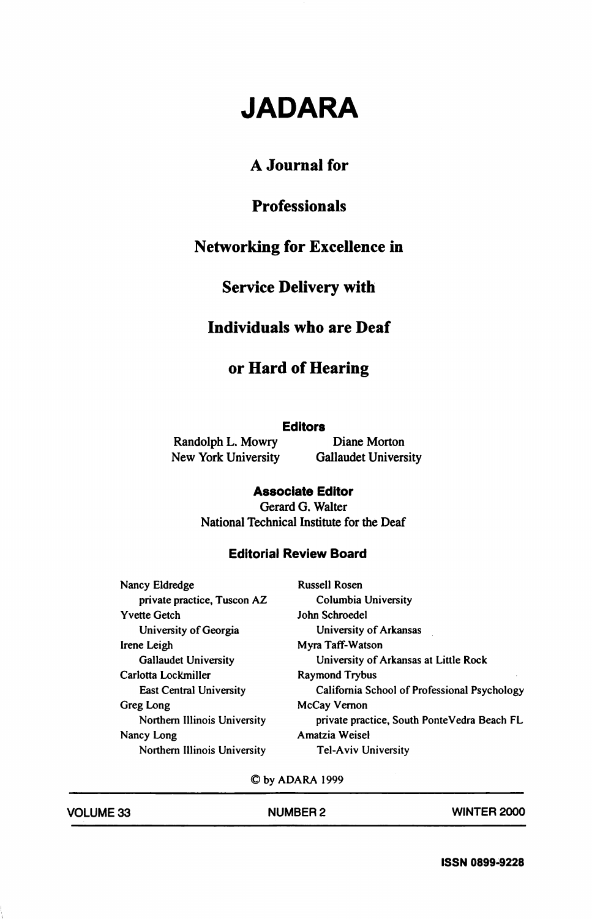# JADARA

## A Journal for

## Professionals

## Networking for Excellence in

## Service Delivery with

## Individuals who are Deaf

## or Hard of Hearing

**Editors**

Randolph L. Mowry
New York University

Diane Morton
Gallaudet University

**Associate Editor**

Gerard G. Walter
National Technical Institute for the Deaf

**Editorial Review Board**

Nancy Eldredge
private practice, Tuscon AZ

Yvette Getch
University of Georgia

Irene Leigh
Gallaudet University

Carlotta Lockmiller
East Central University

Greg Long
Northern Illinois University

Nancy Long
Northern Illinois University

Russell Rosen
Columbia University

John Schroedel
University of Arkansas

Myra Taff-Watson
University of Arkansas at Little Rock

Raymond Trybus
California School of Professional Psychology

McCay Vernon
private practice, South PonteVedra Beach FL

Amatzia Weisel
Tel-Aviv University

© by ADARA 1999

VOLUME 33 NUMBER 2 WINTER 2000

ISSN 0899-9228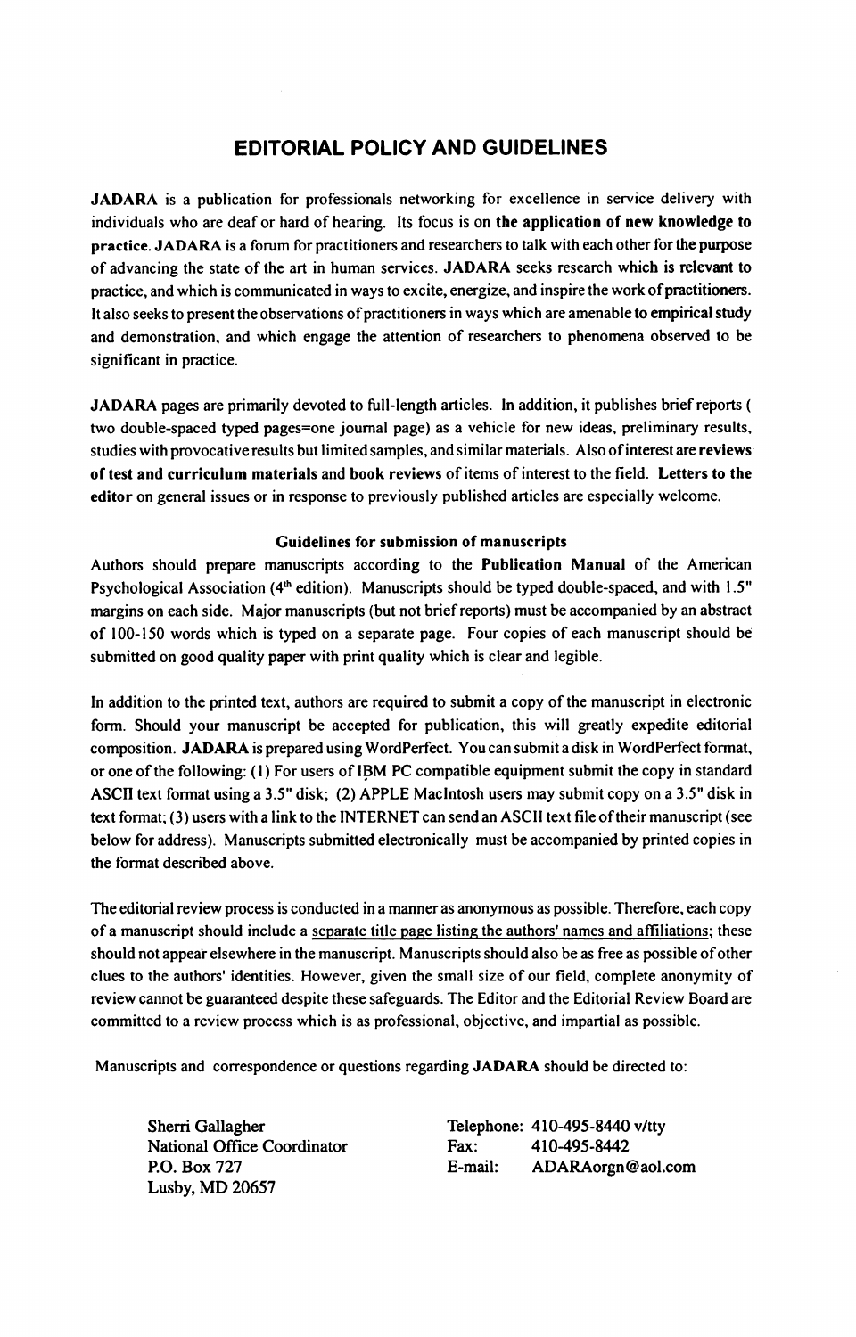## EDITORIAL POLICY AND GUIDELINES

**JADARA** is a publication for professionals networking for excellence in service delivery with individuals who are deaf or hard of hearing. Its focus is on **the application of new knowledge to practice. JADARA** is a forum for practitioners and researchers to talk with each other for **the purpose** of advancing the state of the art in human services. **JADARA** seeks research which is **relevant** to practice, and which is communicated in ways to excite, energize, and inspire the work of **practitioners**. It also seeks to present the observations of practitioners in ways which are amenable to **empirical study** and demonstration, and which engage the attention of researchers to phenomena observed to be significant in practice.

**JADARA** pages are primarily devoted to full-length articles. In addition, it publishes brief reports ( two double-spaced typed pages=one journal page) as a vehicle for new ideas, preliminary results, studies with provocative results but limited samples, and similar materials. Also of interest are **reviews of test and curriculum materials** and **book reviews** of items of interest to the field. **Letters to the editor** on general issues or in response to previously published articles are especially welcome.

**Guidelines for submission of manuscripts**

Authors should prepare manuscripts according to the **Publication Manual** of the American Psychological Association (4th edition). Manuscripts should be typed double-spaced, and with 1.5" margins on each side. Major manuscripts (but not brief reports) must be accompanied by an abstract of 100-150 words which is typed on a separate page. Four copies of each manuscript should be submitted on good quality paper with print quality which is clear and legible.

In addition to the printed text, authors are required to submit a copy of the manuscript in electronic form. Should your manuscript be accepted for publication, this will greatly expedite editorial composition. **JADARA** is prepared using WordPerfect. You can submit a disk in WordPerfect format, or one of the following: (1) For users of IBM PC compatible equipment submit the copy in standard ASCII text format using a 3.5" disk; (2) APPLE MacIntosh users may submit copy on a 3.5" disk in text format; (3) users with a link to the INTERNET can send an ASCII text file of their manuscript (see below for address). Manuscripts submitted electronically must be accompanied by printed copies in the format described above.

The editorial review process is conducted in a manner as anonymous as possible. Therefore, each copy of a manuscript should include a separate title page listing the authors' names and affiliations; these should not appear elsewhere in the manuscript. Manuscripts should also be as free as possible of other clues to the authors' identities. However, given the small size of our field, complete anonymity of review cannot be guaranteed despite these safeguards. The Editor and the Editorial Review Board are committed to a review process which is as professional, objective, and impartial as possible.

Manuscripts and correspondence or questions regarding **JADARA** should be directed to:

Sherri Gallagher
National Office Coordinator
P.O. Box 727
Lusby, MD 20657

Telephone: 410-495-8440 v/tty
Fax: 410-495-8442
E-mail: ADARAorgn@aol.com